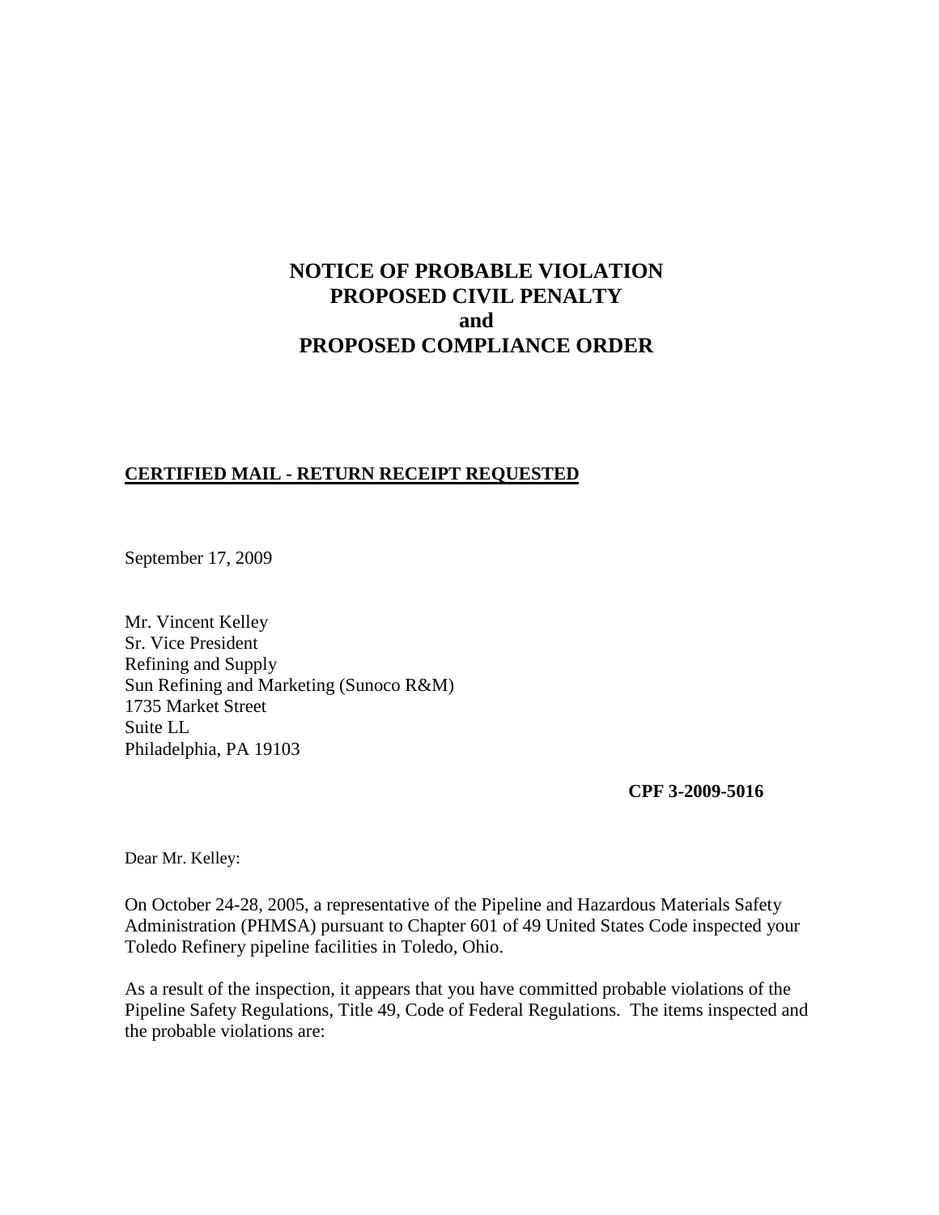# NOTICE OF PROBABLE VIOLATION
# PROPOSED CIVIL PENALTY
# and
# PROPOSED COMPLIANCE ORDER

**CERTIFIED MAIL - RETURN RECEIPT REQUESTED**

September 17, 2009

Mr. Vincent Kelley
Sr. Vice President
Refining and Supply
Sun Refining and Marketing (Sunoco R&M)
1735 Market Street
Suite LL
Philadelphia, PA 19103

**CPF 3-2009-5016**

Dear Mr. Kelley:

On October 24-28, 2005, a representative of the Pipeline and Hazardous Materials Safety Administration (PHMSA) pursuant to Chapter 601 of 49 United States Code inspected your Toledo Refinery pipeline facilities in Toledo, Ohio.

As a result of the inspection, it appears that you have committed probable violations of the Pipeline Safety Regulations, Title 49, Code of Federal Regulations. The items inspected and the probable violations are: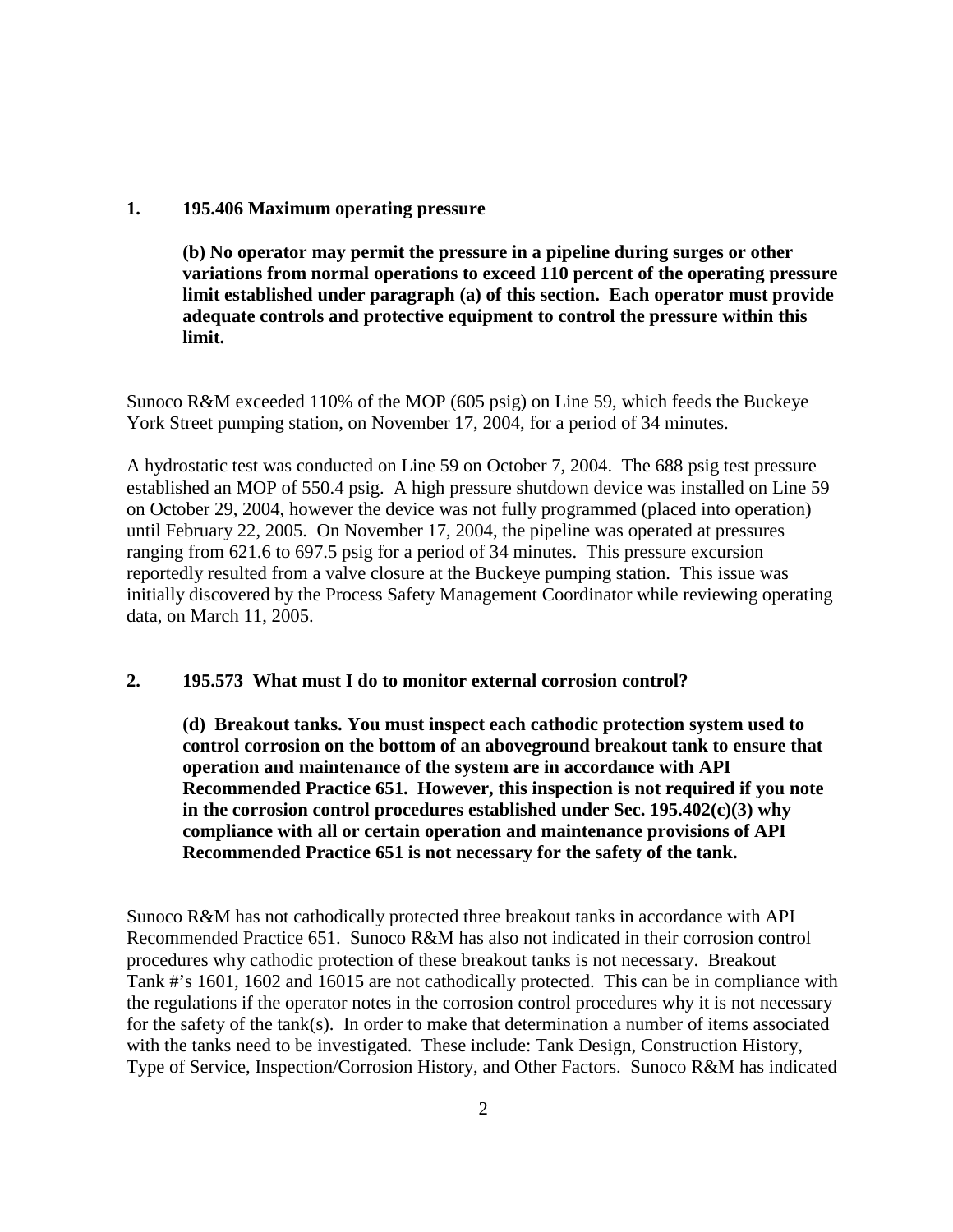**1. 195.406 Maximum operating pressure**

> **(b) No operator may permit the pressure in a pipeline during surges or other variations from normal operations to exceed 110 percent of the operating pressure limit established under paragraph (a) of this section. Each operator must provide adequate controls and protective equipment to control the pressure within this limit.**

Sunoco R&M exceeded 110% of the MOP (605 psig) on Line 59, which feeds the Buckeye York Street pumping station, on November 17, 2004, for a period of 34 minutes.

A hydrostatic test was conducted on Line 59 on October 7, 2004. The 688 psig test pressure established an MOP of 550.4 psig. A high pressure shutdown device was installed on Line 59 on October 29, 2004, however the device was not fully programmed (placed into operation) until February 22, 2005. On November 17, 2004, the pipeline was operated at pressures ranging from 621.6 to 697.5 psig for a period of 34 minutes. This pressure excursion reportedly resulted from a valve closure at the Buckeye pumping station. This issue was initially discovered by the Process Safety Management Coordinator while reviewing operating data, on March 11, 2005.

**2. 195.573 What must I do to monitor external corrosion control?**

> **(d) Breakout tanks. You must inspect each cathodic protection system used to control corrosion on the bottom of an aboveground breakout tank to ensure that operation and maintenance of the system are in accordance with API Recommended Practice 651. However, this inspection is not required if you note in the corrosion control procedures established under Sec. 195.402(c)(3) why compliance with all or certain operation and maintenance provisions of API Recommended Practice 651 is not necessary for the safety of the tank.**

Sunoco R&M has not cathodically protected three breakout tanks in accordance with API Recommended Practice 651. Sunoco R&M has also not indicated in their corrosion control procedures why cathodic protection of these breakout tanks is not necessary. Breakout Tank #'s 1601, 1602 and 16015 are not cathodically protected. This can be in compliance with the regulations if the operator notes in the corrosion control procedures why it is not necessary for the safety of the tank(s). In order to make that determination a number of items associated with the tanks need to be investigated. These include: Tank Design, Construction History, Type of Service, Inspection/Corrosion History, and Other Factors. Sunoco R&M has indicated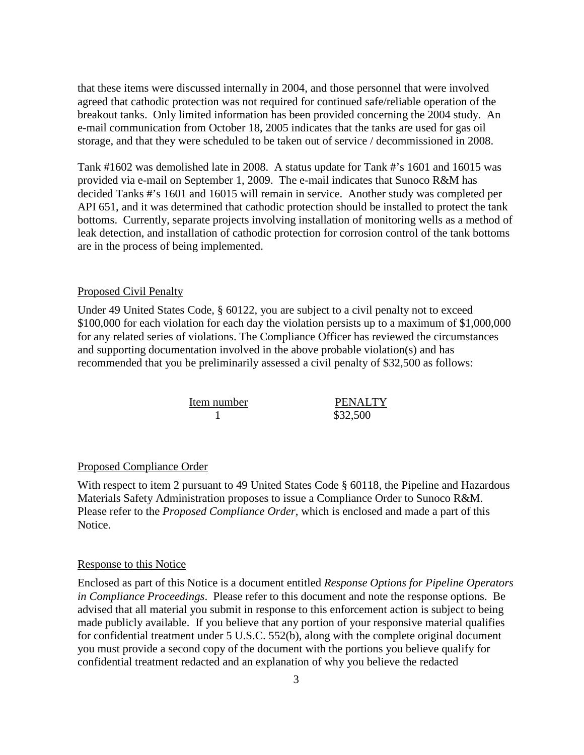that these items were discussed internally in 2004, and those personnel that were involved agreed that cathodic protection was not required for continued safe/reliable operation of the breakout tanks. Only limited information has been provided concerning the 2004 study. An e-mail communication from October 18, 2005 indicates that the tanks are used for gas oil storage, and that they were scheduled to be taken out of service / decommissioned in 2008.

Tank #1602 was demolished late in 2008. A status update for Tank #'s 1601 and 16015 was provided via e-mail on September 1, 2009. The e-mail indicates that Sunoco R&M has decided Tanks #'s 1601 and 16015 will remain in service. Another study was completed per API 651, and it was determined that cathodic protection should be installed to protect the tank bottoms. Currently, separate projects involving installation of monitoring wells as a method of leak detection, and installation of cathodic protection for corrosion control of the tank bottoms are in the process of being implemented.

## Proposed Civil Penalty

Under 49 United States Code, § 60122, you are subject to a civil penalty not to exceed $100,000 for each violation for each day the violation persists up to a maximum of $1,000,000 for any related series of violations. The Compliance Officer has reviewed the circumstances and supporting documentation involved in the above probable violation(s) and has recommended that you be preliminarily assessed a civil penalty of $32,500 as follows:

| Item number | PENALTY |
|---|---|
| 1 | $32,500 |

## Proposed Compliance Order

With respect to item 2 pursuant to 49 United States Code § 60118, the Pipeline and Hazardous Materials Safety Administration proposes to issue a Compliance Order to Sunoco R&M. Please refer to the *Proposed Compliance Order*, which is enclosed and made a part of this Notice.

## Response to this Notice

Enclosed as part of this Notice is a document entitled *Response Options for Pipeline Operators in Compliance Proceedings*. Please refer to this document and note the response options. Be advised that all material you submit in response to this enforcement action is subject to being made publicly available. If you believe that any portion of your responsive material qualifies for confidential treatment under 5 U.S.C. 552(b), along with the complete original document you must provide a second copy of the document with the portions you believe qualify for confidential treatment redacted and an explanation of why you believe the redacted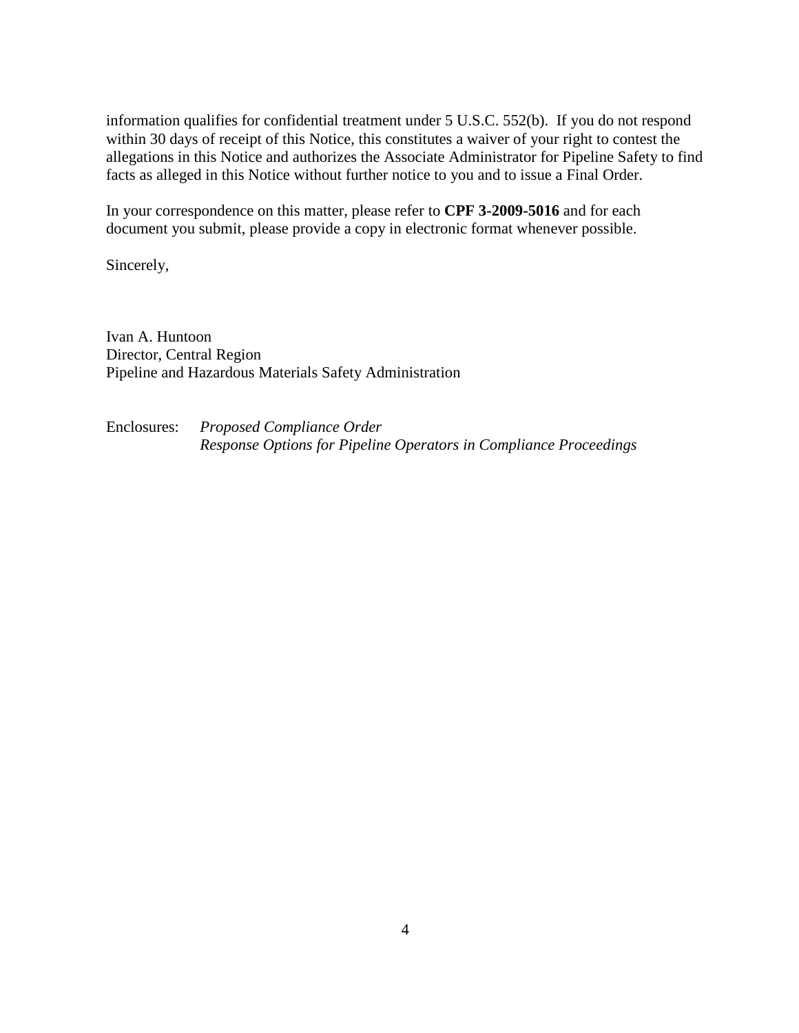information qualifies for confidential treatment under 5 U.S.C. 552(b). If you do not respond within 30 days of receipt of this Notice, this constitutes a waiver of your right to contest the allegations in this Notice and authorizes the Associate Administrator for Pipeline Safety to find facts as alleged in this Notice without further notice to you and to issue a Final Order.

In your correspondence on this matter, please refer to **CPF 3-2009-5016** and for each document you submit, please provide a copy in electronic format whenever possible.

Sincerely,

Ivan A. Huntoon
Director, Central Region
Pipeline and Hazardous Materials Safety Administration

Enclosures: *Proposed Compliance Order*
*Response Options for Pipeline Operators in Compliance Proceedings*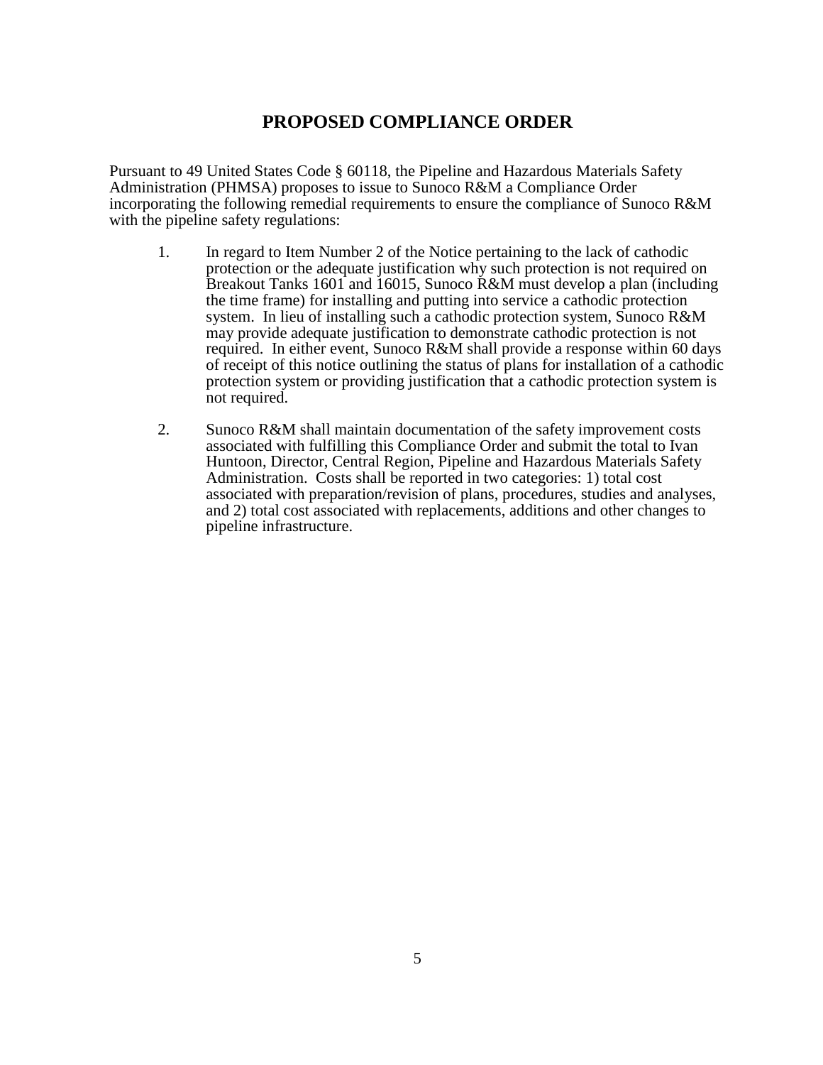# PROPOSED COMPLIANCE ORDER

Pursuant to 49 United States Code § 60118, the Pipeline and Hazardous Materials Safety Administration (PHMSA) proposes to issue to Sunoco R&M a Compliance Order incorporating the following remedial requirements to ensure the compliance of Sunoco R&M with the pipeline safety regulations:

1. In regard to Item Number 2 of the Notice pertaining to the lack of cathodic protection or the adequate justification why such protection is not required on Breakout Tanks 1601 and 16015, Sunoco R&M must develop a plan (including the time frame) for installing and putting into service a cathodic protection system. In lieu of installing such a cathodic protection system, Sunoco R&M may provide adequate justification to demonstrate cathodic protection is not required. In either event, Sunoco R&M shall provide a response within 60 days of receipt of this notice outlining the status of plans for installation of a cathodic protection system or providing justification that a cathodic protection system is not required.

2. Sunoco R&M shall maintain documentation of the safety improvement costs associated with fulfilling this Compliance Order and submit the total to Ivan Huntoon, Director, Central Region, Pipeline and Hazardous Materials Safety Administration. Costs shall be reported in two categories: 1) total cost associated with preparation/revision of plans, procedures, studies and analyses, and 2) total cost associated with replacements, additions and other changes to pipeline infrastructure.